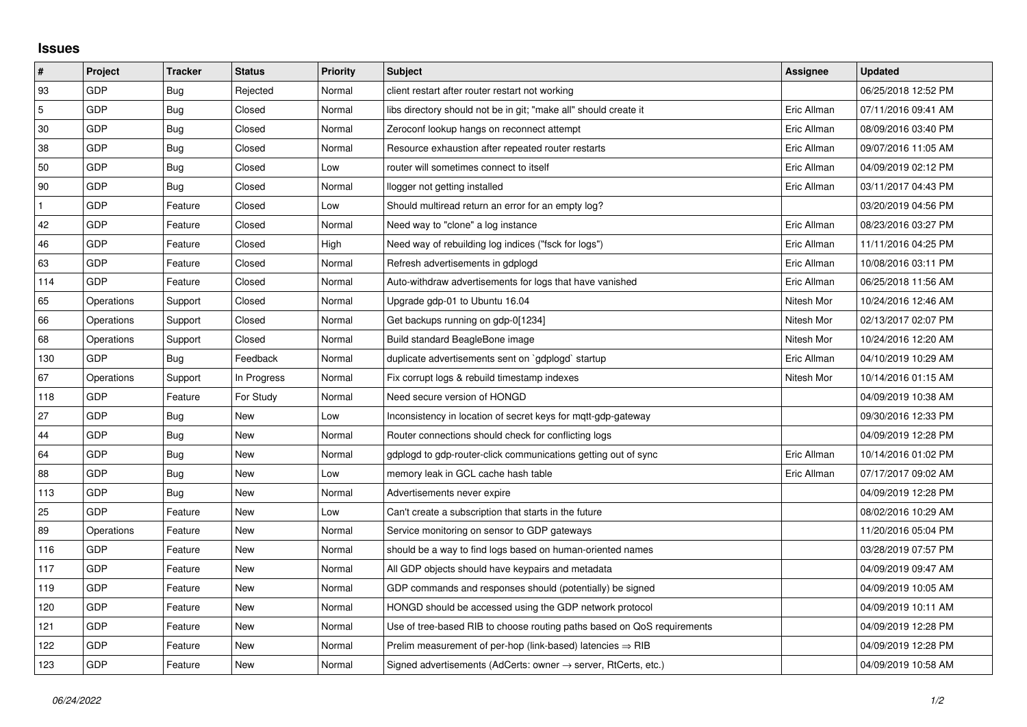## Issues

| # | Project | Tracker | Status | Priority | Subject | Assignee | Updated |
|---|---|---|---|---|---|---|---|
| 93 | GDP | Bug | Rejected | Normal | client restart after router restart not working | | 06/25/2018 12:52 PM |
| 5 | GDP | Bug | Closed | Normal | libs directory should not be in git; "make all" should create it | Eric Allman | 07/11/2016 09:41 AM |
| 30 | GDP | Bug | Closed | Normal | Zeroconf lookup hangs on reconnect attempt | Eric Allman | 08/09/2016 03:40 PM |
| 38 | GDP | Bug | Closed | Normal | Resource exhaustion after repeated router restarts | Eric Allman | 09/07/2016 11:05 AM |
| 50 | GDP | Bug | Closed | Low | router will sometimes connect to itself | Eric Allman | 04/09/2019 02:12 PM |
| 90 | GDP | Bug | Closed | Normal | llogger not getting installed | Eric Allman | 03/11/2017 04:43 PM |
| 1 | GDP | Feature | Closed | Low | Should multiread return an error for an empty log? | | 03/20/2019 04:56 PM |
| 42 | GDP | Feature | Closed | Normal | Need way to "clone" a log instance | Eric Allman | 08/23/2016 03:27 PM |
| 46 | GDP | Feature | Closed | High | Need way of rebuilding log indices ("fsck for logs") | Eric Allman | 11/11/2016 04:25 PM |
| 63 | GDP | Feature | Closed | Normal | Refresh advertisements in gdplogd | Eric Allman | 10/08/2016 03:11 PM |
| 114 | GDP | Feature | Closed | Normal | Auto-withdraw advertisements for logs that have vanished | Eric Allman | 06/25/2018 11:56 AM |
| 65 | Operations | Support | Closed | Normal | Upgrade gdp-01 to Ubuntu 16.04 | Nitesh Mor | 10/24/2016 12:46 AM |
| 66 | Operations | Support | Closed | Normal | Get backups running on gdp-0[1234] | Nitesh Mor | 02/13/2017 02:07 PM |
| 68 | Operations | Support | Closed | Normal | Build standard BeagleBone image | Nitesh Mor | 10/24/2016 12:20 AM |
| 130 | GDP | Bug | Feedback | Normal | duplicate advertisements sent on `gdplogd` startup | Eric Allman | 04/10/2019 10:29 AM |
| 67 | Operations | Support | In Progress | Normal | Fix corrupt logs & rebuild timestamp indexes | Nitesh Mor | 10/14/2016 01:15 AM |
| 118 | GDP | Feature | For Study | Normal | Need secure version of HONGD | | 04/09/2019 10:38 AM |
| 27 | GDP | Bug | New | Low | Inconsistency in location of secret keys for mqtt-gdp-gateway | | 09/30/2016 12:33 PM |
| 44 | GDP | Bug | New | Normal | Router connections should check for conflicting logs | | 04/09/2019 12:28 PM |
| 64 | GDP | Bug | New | Normal | gdplogd to gdp-router-click communications getting out of sync | Eric Allman | 10/14/2016 01:02 PM |
| 88 | GDP | Bug | New | Low | memory leak in GCL cache hash table | Eric Allman | 07/17/2017 09:02 AM |
| 113 | GDP | Bug | New | Normal | Advertisements never expire | | 04/09/2019 12:28 PM |
| 25 | GDP | Feature | New | Low | Can't create a subscription that starts in the future | | 08/02/2016 10:29 AM |
| 89 | Operations | Feature | New | Normal | Service monitoring on sensor to GDP gateways | | 11/20/2016 05:04 PM |
| 116 | GDP | Feature | New | Normal | should be a way to find logs based on human-oriented names | | 03/28/2019 07:57 PM |
| 117 | GDP | Feature | New | Normal | All GDP objects should have keypairs and metadata | | 04/09/2019 09:47 AM |
| 119 | GDP | Feature | New | Normal | GDP commands and responses should (potentially) be signed | | 04/09/2019 10:05 AM |
| 120 | GDP | Feature | New | Normal | HONGD should be accessed using the GDP network protocol | | 04/09/2019 10:11 AM |
| 121 | GDP | Feature | New | Normal | Use of tree-based RIB to choose routing paths based on QoS requirements | | 04/09/2019 12:28 PM |
| 122 | GDP | Feature | New | Normal | Prelim measurement of per-hop (link-based) latencies ⇒ RIB | | 04/09/2019 12:28 PM |
| 123 | GDP | Feature | New | Normal | Signed advertisements (AdCerts: owner → server, RtCerts, etc.) | | 04/09/2019 10:58 AM |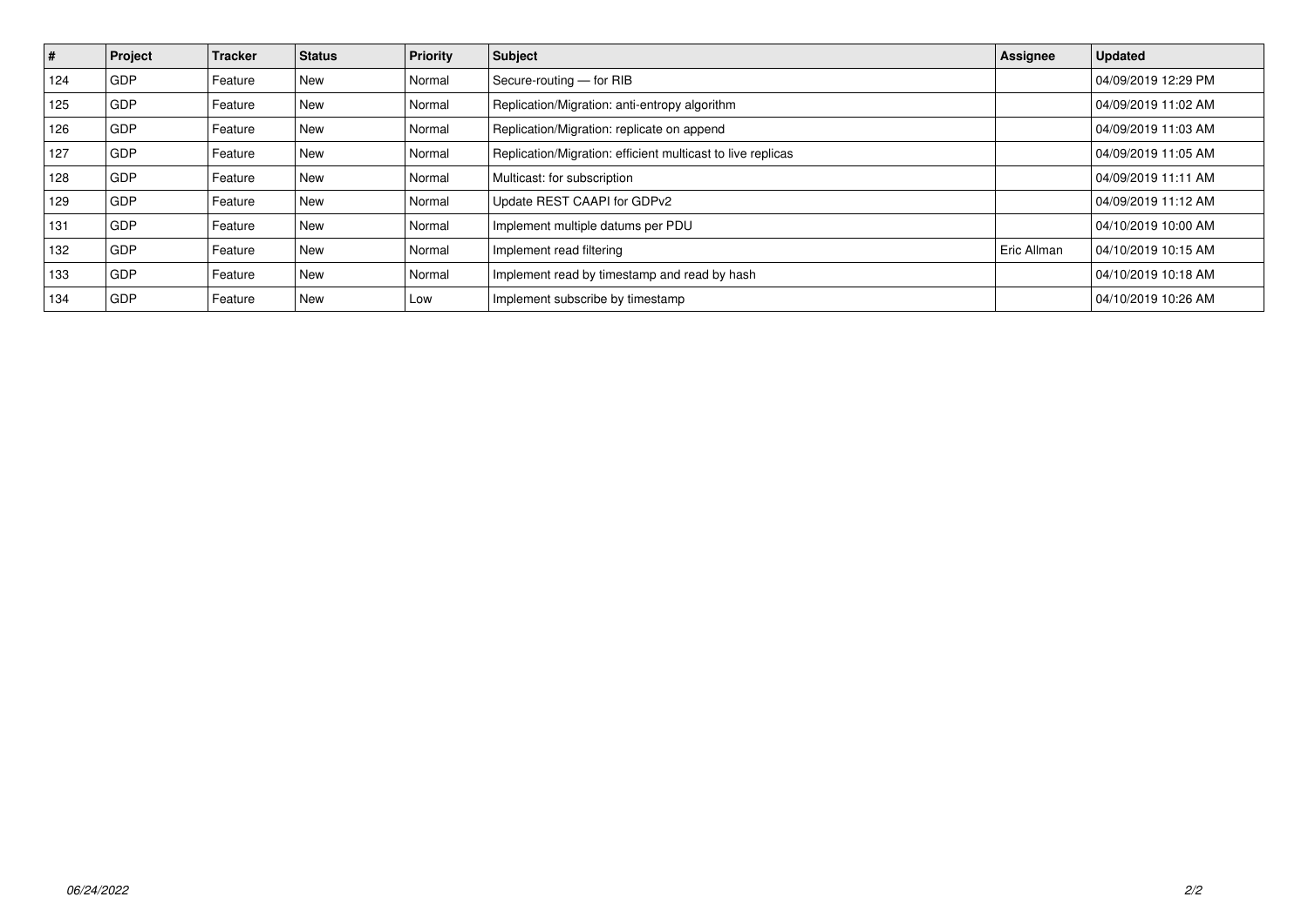| # | Project | Tracker | Status | Priority | Subject | Assignee | Updated |
|---|---|---|---|---|---|---|---|
| 124 | GDP | Feature | New | Normal | Secure-routing — for RIB | | 04/09/2019 12:29 PM |
| 125 | GDP | Feature | New | Normal | Replication/Migration: anti-entropy algorithm | | 04/09/2019 11:02 AM |
| 126 | GDP | Feature | New | Normal | Replication/Migration: replicate on append | | 04/09/2019 11:03 AM |
| 127 | GDP | Feature | New | Normal | Replication/Migration: efficient multicast to live replicas | | 04/09/2019 11:05 AM |
| 128 | GDP | Feature | New | Normal | Multicast: for subscription | | 04/09/2019 11:11 AM |
| 129 | GDP | Feature | New | Normal | Update REST CAAPI for GDPv2 | | 04/09/2019 11:12 AM |
| 131 | GDP | Feature | New | Normal | Implement multiple datums per PDU | | 04/10/2019 10:00 AM |
| 132 | GDP | Feature | New | Normal | Implement read filtering | Eric Allman | 04/10/2019 10:15 AM |
| 133 | GDP | Feature | New | Normal | Implement read by timestamp and read by hash | | 04/10/2019 10:18 AM |
| 134 | GDP | Feature | New | Low | Implement subscribe by timestamp | | 04/10/2019 10:26 AM |